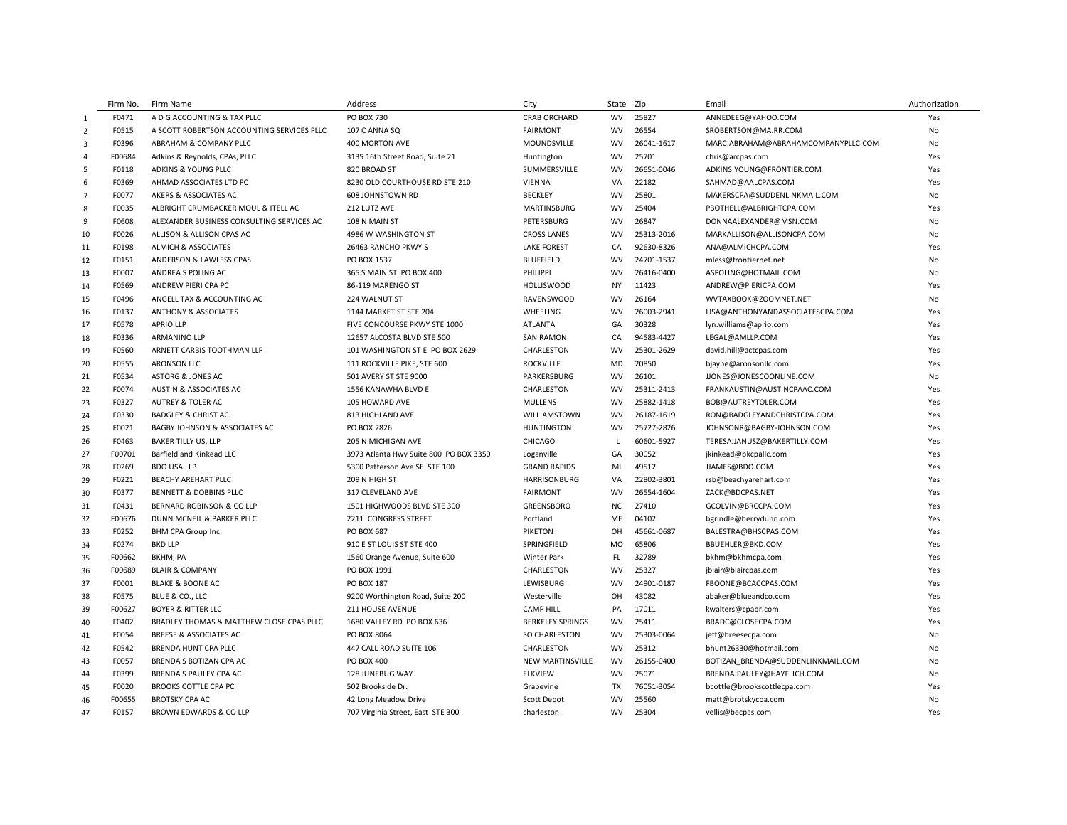| | Firm No. | Firm Name | Address | City | State | Zip | Email | Authorization |
|---|---|---|---|---|---|---|---|---|
| 1 | F0471 | A D G ACCOUNTING & TAX PLLC | PO BOX 730 | CRAB ORCHARD | WV | 25827 | ANNEDEEG@YAHOO.COM | Yes |
| 2 | F0515 | A SCOTT ROBERTSON ACCOUNTING SERVICES PLLC | 107 C ANNA SQ | FAIRMONT | WV | 26554 | SROBERTSON@MA.RR.COM | No |
| 3 | F0396 | ABRAHAM & COMPANY PLLC | 400 MORTON AVE | MOUNDSVILLE | WV | 26041-1617 | MARC.ABRAHAM@ABRAHAMCOMPANYPLLC.COM | No |
| 4 | F00684 | Adkins & Reynolds, CPAs, PLLC | 3135 16th Street Road, Suite 21 | Huntington | WV | 25701 | chris@arcpas.com | Yes |
| 5 | F0118 | ADKINS & YOUNG PLLC | 820 BROAD ST | SUMMERSVILLE | WV | 26651-0046 | ADKINS.YOUNG@FRONTIER.COM | Yes |
| 6 | F0369 | AHMAD ASSOCIATES LTD PC | 8230 OLD COURTHOUSE RD STE 210 | VIENNA | VA | 22182 | SAHMAD@AALCPAS.COM | Yes |
| 7 | F0077 | AKERS & ASSOCIATES AC | 608 JOHNSTOWN RD | BECKLEY | WV | 25801 | MAKERSCPA@SUDDENLINKMAIL.COM | No |
| 8 | F0035 | ALBRIGHT CRUMBACKER MOUL & ITELL AC | 212 LUTZ AVE | MARTINSBURG | WV | 25404 | PBOTHELL@ALBRIGHTCPA.COM | Yes |
| 9 | F0608 | ALEXANDER BUSINESS CONSULTING SERVICES AC | 108 N MAIN ST | PETERSBURG | WV | 26847 | DONNAALEXANDER@MSN.COM | No |
| 10 | F0026 | ALLISON & ALLISON CPAS AC | 4986 W WASHINGTON ST | CROSS LANES | WV | 25313-2016 | MARKALLISON@ALLISONCPA.COM | No |
| 11 | F0198 | ALMICH & ASSOCIATES | 26463 RANCHO PKWY S | LAKE FOREST | CA | 92630-8326 | ANA@ALMICHCPA.COM | Yes |
| 12 | F0151 | ANDERSON & LAWLESS CPAS | PO BOX 1537 | BLUEFIELD | WV | 24701-1537 | mless@frontiernet.net | No |
| 13 | F0007 | ANDREA S POLING AC | 365 S MAIN ST PO BOX 400 | PHILIPPI | WV | 26416-0400 | ASPOLING@HOTMAIL.COM | No |
| 14 | F0569 | ANDREW PIERI CPA PC | 86-119 MARENGO ST | HOLLISWOOD | NY | 11423 | ANDREW@PIERICPA.COM | Yes |
| 15 | F0496 | ANGELL TAX & ACCOUNTING AC | 224 WALNUT ST | RAVENSWOOD | WV | 26164 | WVTAXBOOK@ZOOMNET.NET | No |
| 16 | F0137 | ANTHONY & ASSOCIATES | 1144 MARKET ST STE 204 | WHEELING | WV | 26003-2941 | LISA@ANTHONYANDASSOCIATESCPA.COM | Yes |
| 17 | F0578 | APRIO LLP | FIVE CONCOURSE PKWY STE 1000 | ATLANTA | GA | 30328 | lyn.williams@aprio.com | Yes |
| 18 | F0336 | ARMANINO LLP | 12657 ALCOSTA BLVD STE 500 | SAN RAMON | CA | 94583-4427 | LEGAL@AMLLP.COM | Yes |
| 19 | F0560 | ARNETT CARBIS TOOTHMAN LLP | 101 WASHINGTON ST E PO BOX 2629 | CHARLESTON | WV | 25301-2629 | david.hill@actcpas.com | Yes |
| 20 | F0555 | ARONSON LLC | 111 ROCKVILLE PIKE, STE 600 | ROCKVILLE | MD | 20850 | bjayne@aronsonllc.com | Yes |
| 21 | F0534 | ASTORG & JONES AC | 501 AVERY ST STE 9000 | PARKERSBURG | WV | 26101 | JJONES@JONESCOONLINE.COM | No |
| 22 | F0074 | AUSTIN & ASSOCIATES AC | 1556 KANAWHA BLVD E | CHARLESTON | WV | 25311-2413 | FRANKAUSTIN@AUSTINCPAAC.COM | Yes |
| 23 | F0327 | AUTREY & TOLER AC | 105 HOWARD AVE | MULLENS | WV | 25882-1418 | BOB@AUTREYTOLER.COM | Yes |
| 24 | F0330 | BADGLEY & CHRIST AC | 813 HIGHLAND AVE | WILLIAMSTOWN | WV | 26187-1619 | RON@BADGLEYANDCHRISTCPA.COM | Yes |
| 25 | F0021 | BAGBY JOHNSON & ASSOCIATES AC | PO BOX 2826 | HUNTINGTON | WV | 25727-2826 | JOHNSONR@BAGBY-JOHNSON.COM | Yes |
| 26 | F0463 | BAKER TILLY US, LLP | 205 N MICHIGAN AVE | CHICAGO | IL | 60601-5927 | TERESA.JANUSZ@BAKERTILLY.COM | Yes |
| 27 | F00701 | Barfield and Kinkead LLC | 3973 Atlanta Hwy Suite 800 PO BOX 3350 | Loganville | GA | 30052 | jkinkead@bkcpallc.com | Yes |
| 28 | F0269 | BDO USA LLP | 5300 Patterson Ave SE STE 100 | GRAND RAPIDS | MI | 49512 | JJAMES@BDO.COM | Yes |
| 29 | F0221 | BEACHY AREHART PLLC | 209 N HIGH ST | HARRISONBURG | VA | 22802-3801 | rsb@beachyarehart.com | Yes |
| 30 | F0377 | BENNETT & DOBBINS PLLC | 317 CLEVELAND AVE | FAIRMONT | WV | 26554-1604 | ZACK@BDCPAS.NET | Yes |
| 31 | F0431 | BERNARD ROBINSON & CO LLP | 1501 HIGHWOODS BLVD STE 300 | GREENSBORO | NC | 27410 | GCOLVIN@BRCCPA.COM | Yes |
| 32 | F00676 | DUNN MCNEIL & PARKER PLLC | 2211 CONGRESS STREET | Portland | ME | 04102 | bgrindle@berrydunn.com | Yes |
| 33 | F0252 | BHM CPA Group Inc. | PO BOX 687 | PIKETON | OH | 45661-0687 | BALESTRA@BHSCPAS.COM | Yes |
| 34 | F0274 | BKD LLP | 910 E ST LOUIS ST STE 400 | SPRINGFIELD | MO | 65806 | BBUEHLER@BKD.COM | Yes |
| 35 | F00662 | BKHM, PA | 1560 Orange Avenue, Suite 600 | Winter Park | FL | 32789 | bkhm@bkhmcpa.com | Yes |
| 36 | F00689 | BLAIR & COMPANY | PO BOX 1991 | CHARLESTON | WV | 25327 | jblair@blaircpas.com | Yes |
| 37 | F0001 | BLAKE & BOONE AC | PO BOX 187 | LEWISBURG | WV | 24901-0187 | FBOONE@BCACCPAS.COM | Yes |
| 38 | F0575 | BLUE & CO., LLC | 9200 Worthington Road, Suite 200 | Westerville | OH | 43082 | abaker@blueandco.com | Yes |
| 39 | F00627 | BOYER & RITTER LLC | 211 HOUSE AVENUE | CAMP HILL | PA | 17011 | kwalters@cpabr.com | Yes |
| 40 | F0402 | BRADLEY THOMAS & MATTHEW CLOSE CPAS PLLC | 1680 VALLEY RD PO BOX 636 | BERKELEY SPRINGS | WV | 25411 | BRADC@CLOSECPA.COM | Yes |
| 41 | F0054 | BREESE & ASSOCIATES AC | PO BOX 8064 | SO CHARLESTON | WV | 25303-0064 | jeff@breesecpa.com | No |
| 42 | F0542 | BRENDA HUNT CPA PLLC | 447 CALL ROAD SUITE 106 | CHARLESTON | WV | 25312 | bhunt26330@hotmail.com | No |
| 43 | F0057 | BRENDA S BOTIZAN CPA AC | PO BOX 400 | NEW MARTINSVILLE | WV | 26155-0400 | BOTIZAN_BRENDA@SUDDENLINKMAIL.COM | No |
| 44 | F0399 | BRENDA S PAULEY CPA AC | 128 JUNEBUG WAY | ELKVIEW | WV | 25071 | BRENDA.PAULEY@HAYFLICH.COM | No |
| 45 | F0020 | BROOKS COTTLE CPA PC | 502 Brookside Dr. | Grapevine | TX | 76051-3054 | bcottle@brookscottlecpa.com | Yes |
| 46 | F00655 | BROTSKY CPA AC | 42 Long Meadow Drive | Scott Depot | WV | 25560 | matt@brotskycpa.com | No |
| 47 | F0157 | BROWN EDWARDS & CO LLP | 707 Virginia Street, East STE 300 | charleston | WV | 25304 | vellis@becpas.com | Yes |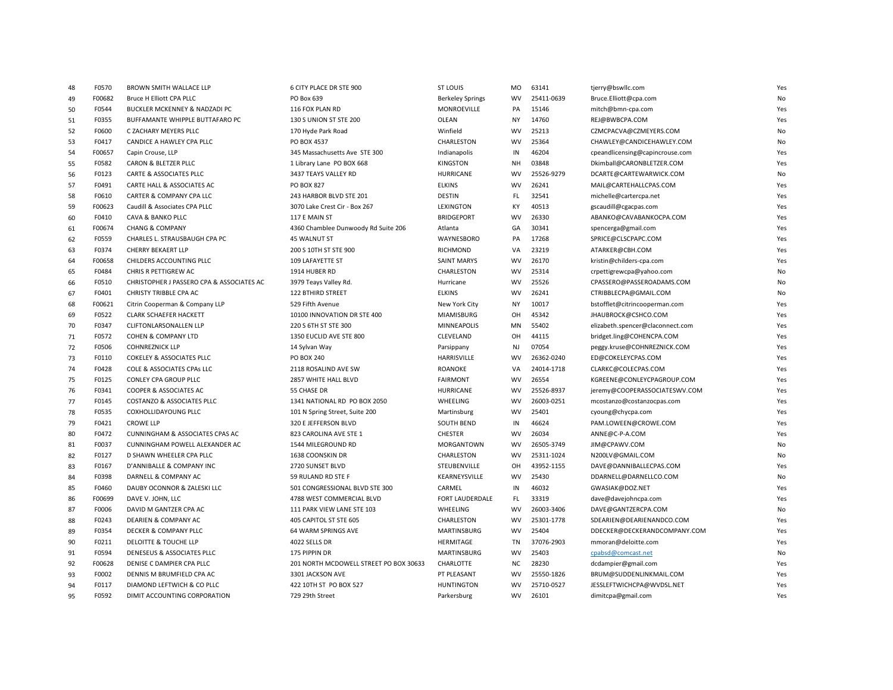| | | | | | | | | |
|---|---|---|---|---|---|---|---|---|
| 48 | F0570 | BROWN SMITH WALLACE LLP | 6 CITY PLACE DR STE 900 | ST LOUIS | MO | 63141 | tjerry@bswllc.com | Yes |
| 49 | F00682 | Bruce H Elliott CPA PLLC | PO Box 639 | Berkeley Springs | WV | 25411-0639 | Bruce.Elliott@cpa.com | No |
| 50 | F0544 | BUCKLER MCKENNEY & NADZADI PC | 116 FOX PLAN RD | MONROEVILLE | PA | 15146 | mitch@bmn-cpa.com | Yes |
| 51 | F0355 | BUFFAMANTE WHIPPLE BUTTAFARO PC | 130 S UNION ST STE 200 | OLEAN | NY | 14760 | REJ@BWBCPA.COM | Yes |
| 52 | F0600 | C ZACHARY MEYERS PLLC | 170 Hyde Park Road | Winfield | WV | 25213 | CZMCPACVA@CZMEYERS.COM | No |
| 53 | F0417 | CANDICE A HAWLEY CPA PLLC | PO BOX 4537 | CHARLESTON | WV | 25364 | CHAWLEY@CANDICEHAWLEY.COM | No |
| 54 | F00657 | Capin Crouse, LLP | 345 Massachusetts Ave STE 300 | Indianapolis | IN | 46204 | cpeandlicensing@capincrouse.com | Yes |
| 55 | F0582 | CARON & BLETZER PLLC | 1 Library Lane PO BOX 668 | KINGSTON | NH | 03848 | Dkimball@CARONBLETZER.COM | Yes |
| 56 | F0123 | CARTE & ASSOCIATES PLLC | 3437 TEAYS VALLEY RD | HURRICANE | WV | 25526-9279 | DCARTE@CARTEWARWICK.COM | No |
| 57 | F0491 | CARTE HALL & ASSOCIATES AC | PO BOX 827 | ELKINS | WV | 26241 | MAIL@CARTEHALLCPAS.COM | Yes |
| 58 | F0610 | CARTER & COMPANY CPA LLC | 243 HARBOR BLVD STE 201 | DESTIN | FL | 32541 | michelle@cartercpa.net | Yes |
| 59 | F00623 | Caudill & Associates CPA PLLC | 3070 Lake Crest Cir - Box 267 | LEXINGTON | KY | 40513 | gscaudill@cgacpas.com | Yes |
| 60 | F0410 | CAVA & BANKO PLLC | 117 E MAIN ST | BRIDGEPORT | WV | 26330 | ABANKO@CAVABANKOCPA.COM | Yes |
| 61 | F00674 | CHANG & COMPANY | 4360 Chamblee Dunwoody Rd Suite 206 | Atlanta | GA | 30341 | spencerga@gmail.com | Yes |
| 62 | F0559 | CHARLES L. STRAUSBAUGH CPA PC | 45 WALNUT ST | WAYNESBORO | PA | 17268 | SPRICE@CLSCPAPC.COM | Yes |
| 63 | F0374 | CHERRY BEKAERT LLP | 200 S 10TH ST STE 900 | RICHMOND | VA | 23219 | ATARKER@CBH.COM | Yes |
| 64 | F00658 | CHILDERS ACCOUNTING PLLC | 109 LAFAYETTE ST | SAINT MARYS | WV | 26170 | kristin@childers-cpa.com | Yes |
| 65 | F0484 | CHRIS R PETTIGREW AC | 1914 HUBER RD | CHARLESTON | WV | 25314 | crpettigrewcpa@yahoo.com | No |
| 66 | F0510 | CHRISTOPHER J PASSERO CPA & ASSOCIATES AC | 3979 Teays Valley Rd. | Hurricane | WV | 25526 | CPASSERO@PASSEROADAMS.COM | No |
| 67 | F0401 | CHRISTY TRIBBLE CPA AC | 122 BTHIRD STREET | ELKINS | WV | 26241 | CTRIBBLECPA@GMAIL.COM | No |
| 68 | F00621 | Citrin Cooperman & Company LLP | 529 Fifth Avenue | New York City | NY | 10017 | bstofflet@citrincooperman.com | Yes |
| 69 | F0522 | CLARK SCHAEFER HACKETT | 10100 INNOVATION DR STE 400 | MIAMISBURG | OH | 45342 | JHAUBROCK@CSHCO.COM | Yes |
| 70 | F0347 | CLIFTONLARSONALLEN LLP | 220 S 6TH ST STE 300 | MINNEAPOLIS | MN | 55402 | elizabeth.spencer@claconnect.com | Yes |
| 71 | F0572 | COHEN & COMPANY LTD | 1350 EUCLID AVE STE 800 | CLEVELAND | OH | 44115 | bridget.ling@COHENCPA.COM | Yes |
| 72 | F0506 | COHNREZNICK LLP | 14 Sylvan Way | Parsippany | NJ | 07054 | peggy.kruse@COHNREZNICK.COM | Yes |
| 73 | F0110 | COKELEY & ASSOCIATES PLLC | PO BOX 240 | HARRISVILLE | WV | 26362-0240 | ED@COKELEYCPAS.COM | Yes |
| 74 | F0428 | COLE & ASSOCIATES CPAs LLC | 2118 ROSALIND AVE SW | ROANOKE | VA | 24014-1718 | CLARKC@COLECPAS.COM | Yes |
| 75 | F0125 | CONLEY CPA GROUP PLLC | 2857 WHITE HALL BLVD | FAIRMONT | WV | 26554 | KGREENE@CONLEYCPAGROUP.COM | Yes |
| 76 | F0341 | COOPER & ASSOCIATES AC | 55 CHASE DR | HURRICANE | WV | 25526-8937 | jeremy@COOPERASSOCIATESWV.COM | Yes |
| 77 | F0145 | COSTANZO & ASSOCIATES PLLC | 1341 NATIONAL RD PO BOX 2050 | WHEELING | WV | 26003-0251 | mcostanzo@costanzocpas.com | Yes |
| 78 | F0535 | COXHOLLIDAYOUNG PLLC | 101 N Spring Street, Suite 200 | Martinsburg | WV | 25401 | cyoung@chycpa.com | Yes |
| 79 | F0421 | CROWE LLP | 320 E JEFFERSON BLVD | SOUTH BEND | IN | 46624 | PAM.LOWEEN@CROWE.COM | Yes |
| 80 | F0472 | CUNNINGHAM & ASSOCIATES CPAS AC | 823 CAROLINA AVE STE 1 | CHESTER | WV | 26034 | ANNE@C-P-A.COM | Yes |
| 81 | F0037 | CUNNINGHAM POWELL ALEXANDER AC | 1544 MILEGROUND RD | MORGANTOWN | WV | 26505-3749 | JIM@CPAWV.COM | No |
| 82 | F0127 | D SHAWN WHEELER CPA PLLC | 1638 COONSKIN DR | CHARLESTON | WV | 25311-1024 | N200LV@GMAIL.COM | No |
| 83 | F0167 | D'ANNIBALLE & COMPANY INC | 2720 SUNSET BLVD | STEUBENVILLE | OH | 43952-1155 | DAVE@DANNIBALLECPAS.COM | Yes |
| 84 | F0398 | DARNELL & COMPANY AC | 59 RULAND RD STE F | KEARNEYSVILLE | WV | 25430 | DDARNELL@DARNELLCO.COM | No |
| 85 | F0460 | DAUBY OCONNOR & ZALESKI LLC | 501 CONGRESSIONAL BLVD STE 300 | CARMEL | IN | 46032 | GWASIAK@DOZ.NET | Yes |
| 86 | F00699 | DAVE V. JOHN, LLC | 4788 WEST COMMERCIAL BLVD | FORT LAUDERDALE | FL | 33319 | dave@davejohncpa.com | Yes |
| 87 | F0006 | DAVID M GANTZER CPA AC | 111 PARK VIEW LANE STE 103 | WHEELING | WV | 26003-3406 | DAVE@GANTZERCPA.COM | No |
| 88 | F0243 | DEARIEN & COMPANY AC | 405 CAPITOL ST STE 605 | CHARLESTON | WV | 25301-1778 | SDEARIEN@DEARIENANDCO.COM | Yes |
| 89 | F0354 | DECKER & COMPANY PLLC | 64 WARM SPRINGS AVE | MARTINSBURG | WV | 25404 | DDECKER@DECKERANDCOMPANY.COM | Yes |
| 90 | F0211 | DELOITTE & TOUCHE LLP | 4022 SELLS DR | HERMITAGE | TN | 37076-2903 | mmoran@deloitte.com | Yes |
| 91 | F0594 | DENESEUS & ASSOCIATES PLLC | 175 PIPPIN DR | MARTINSBURG | WV | 25403 | cpabsd@comcast.net | No |
| 92 | F00628 | DENISE C DAMPIER CPA PLLC | 201 NORTH MCDOWELL STREET PO BOX 30633 | CHARLOTTE | NC | 28230 | dcdampier@gmail.com | Yes |
| 93 | F0002 | DENNIS M BRUMFIELD CPA AC | 3301 JACKSON AVE | PT PLEASANT | WV | 25550-1826 | BRUM@SUDDENLINKMAIL.COM | Yes |
| 94 | F0117 | DIAMOND LEFTWICH & CO PLLC | 422 10TH ST PO BOX 527 | HUNTINGTON | WV | 25710-0527 | JESSLEFTWICHCPA@WVDSL.NET | Yes |
| 95 | F0592 | DIMIT ACCOUNTING CORPORATION | 729 29th Street | Parkersburg | WV | 26101 | dimitcpa@gmail.com | Yes |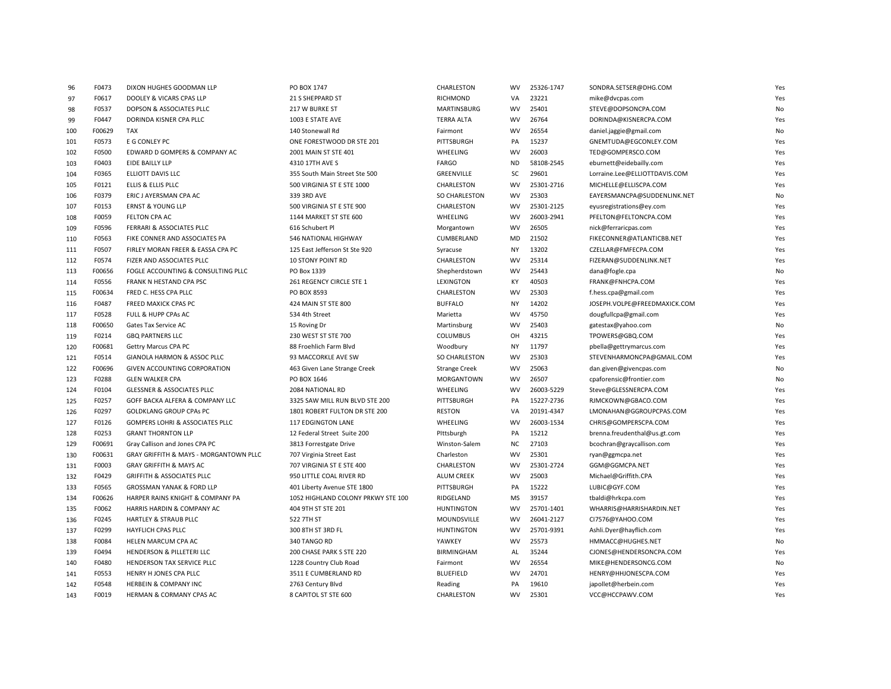| | | | | | | | | |
|---|---|---|---|---|---|---|---|---|
| 96 | F0473 | DIXON HUGHES GOODMAN LLP | PO BOX 1747 | CHARLESTON | WV | 25326-1747 | SONDRA.SETSER@DHG.COM | Yes |
| 97 | F0617 | DOOLEY & VICARS CPAS LLP | 21 S SHEPPARD ST | RICHMOND | VA | 23221 | mike@dvcpas.com | Yes |
| 98 | F0537 | DOPSON & ASSOCIATES PLLC | 217 W BURKE ST | MARTINSBURG | WV | 25401 | STEVE@DOPSONCPA.COM | No |
| 99 | F0447 | DORINDA KISNER CPA PLLC | 1003 E STATE AVE | TERRA ALTA | WV | 26764 | DORINDA@KISNERCPA.COM | Yes |
| 100 | F00629 | TAX | 140 Stonewall Rd | Fairmont | WV | 26554 | daniel.jaggie@gmail.com | No |
| 101 | F0573 | E G CONLEY PC | ONE FORESTWOOD DR STE 201 | PITTSBURGH | PA | 15237 | GNEMTUDA@EGCONLEY.COM | Yes |
| 102 | F0500 | EDWARD D GOMPERS & COMPANY AC | 2001 MAIN ST STE 401 | WHEELING | WV | 26003 | TED@GOMPERSCO.COM | Yes |
| 103 | F0403 | EIDE BAILLY LLP | 4310 17TH AVE S | FARGO | ND | 58108-2545 | eburnett@eidebailly.com | Yes |
| 104 | F0365 | ELLIOTT DAVIS LLC | 355 South Main Street Ste 500 | GREENVILLE | SC | 29601 | Lorraine.Lee@ELLIOTTDAVIS.COM | Yes |
| 105 | F0121 | ELLIS & ELLIS PLLC | 500 VIRGINIA ST E STE 1000 | CHARLESTON | WV | 25301-2716 | MICHELLE@ELLISCPA.COM | Yes |
| 106 | F0379 | ERIC J AYERSMAN CPA AC | 339 3RD AVE | SO CHARLESTON | WV | 25303 | EAYERSMANCPA@SUDDENLINK.NET | No |
| 107 | F0153 | ERNST & YOUNG LLP | 500 VIRGINIA ST E STE 900 | CHARLESTON | WV | 25301-2125 | eyusregistrations@ey.com | Yes |
| 108 | F0059 | FELTON CPA AC | 1144 MARKET ST STE 600 | WHEELING | WV | 26003-2941 | PFELTON@FELTONCPA.COM | Yes |
| 109 | F0596 | FERRARI & ASSOCIATES PLLC | 616 Schubert Pl | Morgantown | WV | 26505 | nick@ferraricpas.com | Yes |
| 110 | F0563 | FIKE CONNER AND ASSOCIATES PA | 546 NATIONAL HIGHWAY | CUMBERLAND | MD | 21502 | FIKECONNER@ATLANTICBB.NET | Yes |
| 111 | F0507 | FIRLEY MORAN FREER & EASSA CPA PC | 125 East Jefferson St Ste 920 | Syracuse | NY | 13202 | CZELLAR@FMFECPA.COM | Yes |
| 112 | F0574 | FIZER AND ASSOCIATES PLLC | 10 STONY POINT RD | CHARLESTON | WV | 25314 | FIZERAN@SUDDENLINK.NET | Yes |
| 113 | F00656 | FOGLE ACCOUNTING & CONSULTING PLLC | PO Box 1339 | Shepherdstown | WV | 25443 | dana@fogle.cpa | No |
| 114 | F0556 | FRANK N HESTAND CPA PSC | 261 REGENCY CIRCLE STE 1 | LEXINGTON | KY | 40503 | FRANK@FNHCPA.COM | Yes |
| 115 | F00634 | FRED C. HESS CPA PLLC | PO BOX 8593 | CHARLESTON | WV | 25303 | f.hess.cpa@gmail.com | Yes |
| 116 | F0487 | FREED MAXICK CPAS PC | 424 MAIN ST STE 800 | BUFFALO | NY | 14202 | JOSEPH.VOLPE@FREEDMAXICK.COM | Yes |
| 117 | F0528 | FULL & HUPP CPAs AC | 534 4th Street | Marietta | WV | 45750 | dougfullcpa@gmail.com | Yes |
| 118 | F00650 | Gates Tax Service AC | 15 Roving Dr | Martinsburg | WV | 25403 | gatestax@yahoo.com | No |
| 119 | F0214 | GBQ PARTNERS LLC | 230 WEST ST STE 700 | COLUMBUS | OH | 43215 | TPOWERS@GBQ.COM | Yes |
| 120 | F00681 | Gettry Marcus CPA PC | 88 Froehlich Farm Blvd | Woodbury | NY | 11797 | pbella@gettrymarcus.com | Yes |
| 121 | F0514 | GIANOLA HARMON & ASSOC PLLC | 93 MACCORKLE AVE SW | SO CHARLESTON | WV | 25303 | STEVENHARMONCPA@GMAIL.COM | Yes |
| 122 | F00696 | GIVEN ACCOUNTING CORPORATION | 463 Given Lane Strange Creek | Strange Creek | WV | 25063 | dan.given@givencpas.com | No |
| 123 | F0288 | GLEN WALKER CPA | PO BOX 1646 | MORGANTOWN | WV | 26507 | cpaforensic@frontier.com | No |
| 124 | F0104 | GLESSNER & ASSOCIATES PLLC | 2084 NATIONAL RD | WHEELING | WV | 26003-5229 | Steve@GLESSNERCPA.COM | Yes |
| 125 | F0257 | GOFF BACKA ALFERA & COMPANY LLC | 3325 SAW MILL RUN BLVD STE 200 | PITTSBURGH | PA | 15227-2736 | RJMCKOWN@GBACO.COM | Yes |
| 126 | F0297 | GOLDKLANG GROUP CPAs PC | 1801 ROBERT FULTON DR STE 200 | RESTON | VA | 20191-4347 | LMONAHAN@GGROUPCPAS.COM | Yes |
| 127 | F0126 | GOMPERS LOHRI & ASSOCIATES PLLC | 117 EDGINGTON LANE | WHEELING | WV | 26003-1534 | CHRIS@GOMPERSCPA.COM | Yes |
| 128 | F0253 | GRANT THORNTON LLP | 12 Federal Street Suite 200 | PIttsburgh | PA | 15212 | brenna.freudenthal@us.gt.com | Yes |
| 129 | F00691 | Gray Callison and Jones CPA PC | 3813 Forrestgate Drive | Winston-Salem | NC | 27103 | bcochran@graycallison.com | Yes |
| 130 | F00631 | GRAY GRIFFITH & MAYS - MORGANTOWN PLLC | 707 Virginia Street East | Charleston | WV | 25301 | ryan@ggmcpa.net | Yes |
| 131 | F0003 | GRAY GRIFFITH & MAYS AC | 707 VIRGINIA ST E STE 400 | CHARLESTON | WV | 25301-2724 | GGM@GGMCPA.NET | Yes |
| 132 | F0429 | GRIFFITH & ASSOCIATES PLLC | 950 LITTLE COAL RIVER RD | ALUM CREEK | WV | 25003 | Michael@Griffith.CPA | Yes |
| 133 | F0565 | GROSSMAN YANAK & FORD LLP | 401 Liberty Avenue STE 1800 | PITTSBURGH | PA | 15222 | LUBIC@GYF.COM | Yes |
| 134 | F00626 | HARPER RAINS KNIGHT & COMPANY PA | 1052 HIGHLAND COLONY PRKWY STE 100 | RIDGELAND | MS | 39157 | tbaldi@hrkcpa.com | Yes |
| 135 | F0062 | HARRIS HARDIN & COMPANY AC | 404 9TH ST STE 201 | HUNTINGTON | WV | 25701-1401 | WHARRIS@HARRISHARDIN.NET | Yes |
| 136 | F0245 | HARTLEY & STRAUB PLLC | 522 7TH ST | MOUNDSVILLE | WV | 26041-2127 | CI7576@YAHOO.COM | Yes |
| 137 | F0299 | HAYFLICH CPAS PLLC | 300 8TH ST 3RD FL | HUNTINGTON | WV | 25701-9391 | Ashli.Dyer@hayflich.com | Yes |
| 138 | F0084 | HELEN MARCUM CPA AC | 340 TANGO RD | YAWKEY | WV | 25573 | HMMACC@HUGHES.NET | No |
| 139 | F0494 | HENDERSON & PILLETERI LLC | 200 CHASE PARK S STE 220 | BIRMINGHAM | AL | 35244 | CJONES@HENDERSONCPA.COM | Yes |
| 140 | F0480 | HENDERSON TAX SERVICE PLLC | 1228 Country Club Road | Fairmont | WV | 26554 | MIKE@HENDERSONCG.COM | No |
| 141 | F0553 | HENRY H JONES CPA PLLC | 3511 E CUMBERLAND RD | BLUEFIELD | WV | 24701 | HENRY@HHJONESCPA.COM | Yes |
| 142 | F0548 | HERBEIN & COMPANY INC | 2763 Century Blvd | Reading | PA | 19610 | japollet@herbein.com | Yes |
| 143 | F0019 | HERMAN & CORMANY CPAS AC | 8 CAPITOL ST STE 600 | CHARLESTON | WV | 25301 | VCC@HCCPAWV.COM | Yes |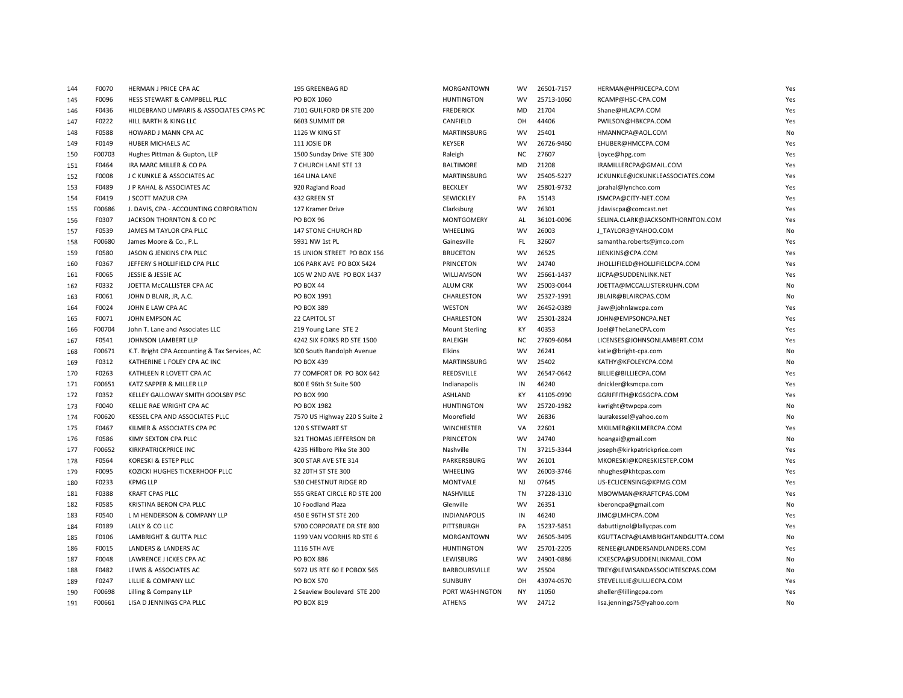| | | | | | | | | |
|---|---|---|---|---|---|---|---|---|
| 144 | F0070 | HERMAN J PRICE CPA AC | 195 GREENBAG RD | MORGANTOWN | WV | 26501-7157 | HERMAN@HPRICECPA.COM | Yes |
| 145 | F0096 | HESS STEWART & CAMPBELL PLLC | PO BOX 1060 | HUNTINGTON | WV | 25713-1060 | RCAMP@HSC-CPA.COM | Yes |
| 146 | F0436 | HILDEBRAND LIMPARIS & ASSOCIATES CPAS PC | 7101 GUILFORD DR STE 200 | FREDERICK | MD | 21704 | Shane@HLACPA.COM | Yes |
| 147 | F0222 | HILL BARTH & KING LLC | 6603 SUMMIT DR | CANFIELD | OH | 44406 | PWILSON@HBKCPA.COM | Yes |
| 148 | F0588 | HOWARD J MANN CPA AC | 1126 W KING ST | MARTINSBURG | WV | 25401 | HMANNCPA@AOL.COM | No |
| 149 | F0149 | HUBER MICHAELS AC | 111 JOSIE DR | KEYSER | WV | 26726-9460 | EHUBER@HMCCPA.COM | Yes |
| 150 | F00703 | Hughes Pittman & Gupton, LLP | 1500 Sunday Drive STE 300 | Raleigh | NC | 27607 | ljoyce@hpg.com | Yes |
| 151 | F0464 | IRA MARC MILLER & CO PA | 7 CHURCH LANE STE 13 | BALTIMORE | MD | 21208 | IRAMILLERCPA@GMAIL.COM | Yes |
| 152 | F0008 | J C KUNKLE & ASSOCIATES AC | 164 LINA LANE | MARTINSBURG | WV | 25405-5227 | JCKUNKLE@JCKUNKLEASSOCIATES.COM | Yes |
| 153 | F0489 | J P RAHAL & ASSOCIATES AC | 920 Ragland Road | BECKLEY | WV | 25801-9732 | jprahal@lynchco.com | Yes |
| 154 | F0419 | J SCOTT MAZUR CPA | 432 GREEN ST | SEWICKLEY | PA | 15143 | JSMCPA@CITY-NET.COM | Yes |
| 155 | F00686 | J. DAVIS, CPA - ACCOUNTING CORPORATION | 127 Kramer Drive | Clarksburg | WV | 26301 | jldaviscpa@comcast.net | Yes |
| 156 | F0307 | JACKSON THORNTON & CO PC | PO BOX 96 | MONTGOMERY | AL | 36101-0096 | SELINA.CLARK@JACKSONTHORNTON.COM | Yes |
| 157 | F0539 | JAMES M TAYLOR CPA PLLC | 147 STONE CHURCH RD | WHEELING | WV | 26003 | J_TAYLOR3@YAHOO.COM | No |
| 158 | F00680 | James Moore & Co., P.L. | 5931 NW 1st PL | Gainesville | FL | 32607 | samantha.roberts@jmco.com | Yes |
| 159 | F0580 | JASON G JENKINS CPA PLLC | 15 UNION STREET PO BOX 156 | BRUCETON | WV | 26525 | JJENKINS@CPA.COM | Yes |
| 160 | F0367 | JEFFERY S HOLLIFIELD CPA PLLC | 106 PARK AVE PO BOX 5424 | PRINCETON | WV | 24740 | JHOLLIFIELD@HOLLIFIELDCPA.COM | Yes |
| 161 | F0065 | JESSIE & JESSIE AC | 105 W 2ND AVE PO BOX 1437 | WILLIAMSON | WV | 25661-1437 | JJCPA@SUDDENLINK.NET | Yes |
| 162 | F0332 | JOETTA McCALLISTER CPA AC | PO BOX 44 | ALUM CRK | WV | 25003-0044 | JOETTA@MCCALLISTERKUHN.COM | No |
| 163 | F0061 | JOHN D BLAIR, JR, A.C. | PO BOX 1991 | CHARLESTON | WV | 25327-1991 | JBLAIR@BLAIRCPAS.COM | No |
| 164 | F0024 | JOHN E LAW CPA AC | PO BOX 389 | WESTON | WV | 26452-0389 | jlaw@johnlawcpa.com | Yes |
| 165 | F0071 | JOHN EMPSON AC | 22 CAPITOL ST | CHARLESTON | WV | 25301-2824 | JOHN@EMPSONCPA.NET | Yes |
| 166 | F00704 | John T. Lane and Associates LLC | 219 Young Lane STE 2 | Mount Sterling | KY | 40353 | Joel@TheLaneCPA.com | Yes |
| 167 | F0541 | JOHNSON LAMBERT LLP | 4242 SIX FORKS RD STE 1500 | RALEIGH | NC | 27609-6084 | LICENSES@JOHNSONLAMBERT.COM | Yes |
| 168 | F00671 | K.T. Bright CPA Accounting & Tax Services, AC | 300 South Randolph Avenue | Elkins | WV | 26241 | katie@bright-cpa.com | No |
| 169 | F0312 | KATHERINE L FOLEY CPA AC INC | PO BOX 439 | MARTINSBURG | WV | 25402 | KATHY@KFOLEYCPA.COM | No |
| 170 | F0263 | KATHLEEN R LOVETT CPA AC | 77 COMFORT DR PO BOX 642 | REEDSVILLE | WV | 26547-0642 | BILLIE@BILLIECPA.COM | Yes |
| 171 | F00651 | KATZ SAPPER & MILLER LLP | 800 E 96th St Suite 500 | Indianapolis | IN | 46240 | dnickler@ksmcpa.com | Yes |
| 172 | F0352 | KELLEY GALLOWAY SMITH GOOLSBY PSC | PO BOX 990 | ASHLAND | KY | 41105-0990 | GGRIFFITH@KGSGCPA.COM | Yes |
| 173 | F0040 | KELLIE RAE WRIGHT CPA AC | PO BOX 1982 | HUNTINGTON | WV | 25720-1982 | kwright@twpcpa.com | No |
| 174 | F00620 | KESSEL CPA AND ASSOCIATES PLLC | 7570 US Highway 220 S Suite 2 | Moorefield | WV | 26836 | laurakessel@yahoo.com | No |
| 175 | F0467 | KILMER & ASSOCIATES CPA PC | 120 S STEWART ST | WINCHESTER | VA | 22601 | MKILMER@KILMERCPA.COM | Yes |
| 176 | F0586 | KIMY SEXTON CPA PLLC | 321 THOMAS JEFFERSON DR | PRINCETON | WV | 24740 | hoangai@gmail.com | No |
| 177 | F00652 | KIRKPATRICKPRICE INC | 4235 Hillboro Pike Ste 300 | Nashville | TN | 37215-3344 | joseph@kirkpatrickprice.com | Yes |
| 178 | F0564 | KORESKI & ESTEP PLLC | 300 STAR AVE STE 314 | PARKERSBURG | WV | 26101 | MKORESKI@KORESKIESTEP.COM | Yes |
| 179 | F0095 | KOZICKI HUGHES TICKERHOOF PLLC | 32 20TH ST STE 300 | WHEELING | WV | 26003-3746 | nhughes@khtcpas.com | Yes |
| 180 | F0233 | KPMG LLP | 530 CHESTNUT RIDGE RD | MONTVALE | NJ | 07645 | US-ECLICENSING@KPMG.COM | Yes |
| 181 | F0388 | KRAFT CPAS PLLC | 555 GREAT CIRCLE RD STE 200 | NASHVILLE | TN | 37228-1310 | MBOWMAN@KRAFTCPAS.COM | Yes |
| 182 | F0585 | KRISTINA BERON CPA PLLC | 10 Foodland Plaza | Glenville | WV | 26351 | kberoncpa@gmail.com | No |
| 183 | F0540 | L M HENDERSON & COMPANY LLP | 450 E 96TH ST STE 200 | INDIANAPOLIS | IN | 46240 | JIMC@LMHCPA.COM | Yes |
| 184 | F0189 | LALLY & CO LLC | 5700 CORPORATE DR STE 800 | PITTSBURGH | PA | 15237-5851 | dabuttignol@lallycpas.com | Yes |
| 185 | F0106 | LAMBRIGHT & GUTTA PLLC | 1199 VAN VOORHIS RD STE 6 | MORGANTOWN | WV | 26505-3495 | KGUTTACPA@LAMBRIGHTANDGUTTA.COM | No |
| 186 | F0015 | LANDERS & LANDERS AC | 1116 5TH AVE | HUNTINGTON | WV | 25701-2205 | RENEE@LANDERSANDLANDERS.COM | Yes |
| 187 | F0048 | LAWRENCE J ICKES CPA AC | PO BOX 886 | LEWISBURG | WV | 24901-0886 | ICKESCPA@SUDDENLINKMAIL.COM | No |
| 188 | F0482 | LEWIS & ASSOCIATES AC | 5972 US RTE 60 E POBOX 565 | BARBOURSVILLE | WV | 25504 | TREY@LEWISANDASSOCIATESCPAS.COM | No |
| 189 | F0247 | LILLIE & COMPANY LLC | PO BOX 570 | SUNBURY | OH | 43074-0570 | STEVELILLIE@LILLIECPA.COM | Yes |
| 190 | F00698 | Lilling & Company LLP | 2 Seaview Boulevard STE 200 | PORT WASHINGTON | NY | 11050 | sheller@lillingcpa.com | Yes |
| 191 | F00661 | LISA D JENNINGS CPA PLLC | PO BOX 819 | ATHENS | WV | 24712 | lisa.jennings75@yahoo.com | No |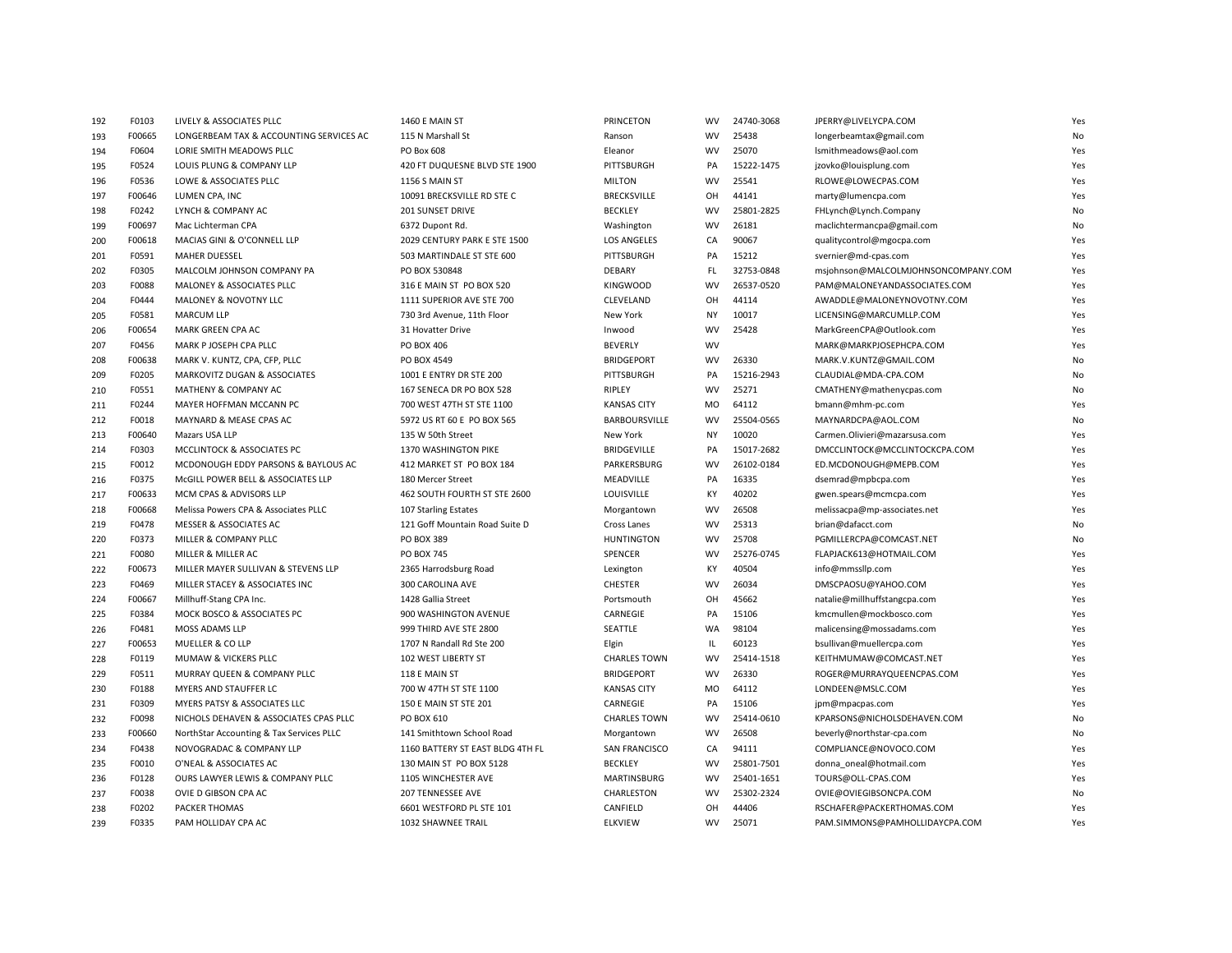| | | | | | | | | |
|---|---|---|---|---|---|---|---|---|
| 192 | F0103 | LIVELY & ASSOCIATES PLLC | 1460 E MAIN ST | PRINCETON | WV | 24740-3068 | JPERRY@LIVELYCPA.COM | Yes |
| 193 | F00665 | LONGERBEAM TAX & ACCOUNTING SERVICES AC | 115 N Marshall St | Ranson | WV | 25438 | longerbeamtax@gmail.com | No |
| 194 | F0604 | LORIE SMITH MEADOWS PLLC | PO Box 608 | Eleanor | WV | 25070 | lsmithmeadows@aol.com | Yes |
| 195 | F0524 | LOUIS PLUNG & COMPANY LLP | 420 FT DUQUESNE BLVD STE 1900 | PITTSBURGH | PA | 15222-1475 | jzovko@louisplung.com | Yes |
| 196 | F0536 | LOWE & ASSOCIATES PLLC | 1156 S MAIN ST | MILTON | WV | 25541 | RLOWE@LOWECPAS.COM | Yes |
| 197 | F00646 | LUMEN CPA, INC | 10091 BRECKSVILLE RD STE C | BRECKSVILLE | OH | 44141 | marty@lumencpa.com | Yes |
| 198 | F0242 | LYNCH & COMPANY AC | 201 SUNSET DRIVE | BECKLEY | WV | 25801-2825 | FHLynch@Lynch.Company | No |
| 199 | F00697 | Mac Lichterman CPA | 6372 Dupont Rd. | Washington | WV | 26181 | maclichtermancpa@gmail.com | No |
| 200 | F00618 | MACIAS GINI & O'CONNELL LLP | 2029 CENTURY PARK E STE 1500 | LOS ANGELES | CA | 90067 | qualitycontrol@mgocpa.com | Yes |
| 201 | F0591 | MAHER DUESSEL | 503 MARTINDALE ST STE 600 | PITTSBURGH | PA | 15212 | svernier@md-cpas.com | Yes |
| 202 | F0305 | MALCOLM JOHNSON COMPANY PA | PO BOX 530848 | DEBARY | FL | 32753-0848 | msjohnson@MALCOLMJOHNSONCOMPANY.COM | Yes |
| 203 | F0088 | MALONEY & ASSOCIATES PLLC | 316 E MAIN ST PO BOX 520 | KINGWOOD | WV | 26537-0520 | PAM@MALONEYANDASSOCIATES.COM | Yes |
| 204 | F0444 | MALONEY & NOVOTNY LLC | 1111 SUPERIOR AVE STE 700 | CLEVELAND | OH | 44114 | AWADDLE@MALONEYNOVOTNY.COM | Yes |
| 205 | F0581 | MARCUM LLP | 730 3rd Avenue, 11th Floor | New York | NY | 10017 | LICENSING@MARCUMLLP.COM | Yes |
| 206 | F00654 | MARK GREEN CPA AC | 31 Hovatter Drive | Inwood | WV | 25428 | MarkGreenCPA@Outlook.com | Yes |
| 207 | F0456 | MARK P JOSEPH CPA PLLC | PO BOX 406 | BEVERLY | WV | | MARK@MARKPJOSEPHCPA.COM | Yes |
| 208 | F00638 | MARK V. KUNTZ, CPA, CFP, PLLC | PO BOX 4549 | BRIDGEPORT | WV | 26330 | MARK.V.KUNTZ@GMAIL.COM | No |
| 209 | F0205 | MARKOVITZ DUGAN & ASSOCIATES | 1001 E ENTRY DR STE 200 | PITTSBURGH | PA | 15216-2943 | CLAUDIAL@MDA-CPA.COM | No |
| 210 | F0551 | MATHENY & COMPANY AC | 167 SENECA DR PO BOX 528 | RIPLEY | WV | 25271 | CMATHENY@mathenycpas.com | No |
| 211 | F0244 | MAYER HOFFMAN MCCANN PC | 700 WEST 47TH ST STE 1100 | KANSAS CITY | MO | 64112 | bmann@mhm-pc.com | Yes |
| 212 | F0018 | MAYNARD & MEASE CPAS AC | 5972 US RT 60 E PO BOX 565 | BARBOURSVILLE | WV | 25504-0565 | MAYNARDCPA@AOL.COM | No |
| 213 | F00640 | Mazars USA LLP | 135 W 50th Street | New York | NY | 10020 | Carmen.Olivieri@mazarsusa.com | Yes |
| 214 | F0303 | MCCLINTOCK & ASSOCIATES PC | 1370 WASHINGTON PIKE | BRIDGEVILLE | PA | 15017-2682 | DMCCLINTOCK@MCCLINTOCKCPA.COM | Yes |
| 215 | F0012 | MCDONOUGH EDDY PARSONS & BAYLOUS AC | 412 MARKET ST PO BOX 184 | PARKERSBURG | WV | 26102-0184 | ED.MCDONOUGH@MEPB.COM | Yes |
| 216 | F0375 | McGILL POWER BELL & ASSOCIATES LLP | 180 Mercer Street | MEADVILLE | PA | 16335 | dsemrad@mpbcpa.com | Yes |
| 217 | F00633 | MCM CPAS & ADVISORS LLP | 462 SOUTH FOURTH ST STE 2600 | LOUISVILLE | KY | 40202 | gwen.spears@mcmcpa.com | Yes |
| 218 | F00668 | Melissa Powers CPA & Associates PLLC | 107 Starling Estates | Morgantown | WV | 26508 | melissacpa@mp-associates.net | Yes |
| 219 | F0478 | MESSER & ASSOCIATES AC | 121 Goff Mountain Road Suite D | Cross Lanes | WV | 25313 | brian@dafacct.com | No |
| 220 | F0373 | MILLER & COMPANY PLLC | PO BOX 389 | HUNTINGTON | WV | 25708 | PGMILLERCPA@COMCAST.NET | No |
| 221 | F0080 | MILLER & MILLER AC | PO BOX 745 | SPENCER | WV | 25276-0745 | FLAPJACK613@HOTMAIL.COM | Yes |
| 222 | F00673 | MILLER MAYER SULLIVAN & STEVENS LLP | 2365 Harrodsburg Road | Lexington | KY | 40504 | info@mmssllp.com | Yes |
| 223 | F0469 | MILLER STACEY & ASSOCIATES INC | 300 CAROLINA AVE | CHESTER | WV | 26034 | DMSCPAOSU@YAHOO.COM | Yes |
| 224 | F00667 | Millhuff-Stang CPA Inc. | 1428 Gallia Street | Portsmouth | OH | 45662 | natalie@millhuffstangcpa.com | Yes |
| 225 | F0384 | MOCK BOSCO & ASSOCIATES PC | 900 WASHINGTON AVENUE | CARNEGIE | PA | 15106 | kmcmullen@mockbosco.com | Yes |
| 226 | F0481 | MOSS ADAMS LLP | 999 THIRD AVE STE 2800 | SEATTLE | WA | 98104 | malicensing@mossadams.com | Yes |
| 227 | F00653 | MUELLER & CO LLP | 1707 N Randall Rd Ste 200 | Elgin | IL | 60123 | bsullivan@muellercpa.com | Yes |
| 228 | F0119 | MUMAW & VICKERS PLLC | 102 WEST LIBERTY ST | CHARLES TOWN | WV | 25414-1518 | KEITHMUMAW@COMCAST.NET | Yes |
| 229 | F0511 | MURRAY QUEEN & COMPANY PLLC | 118 E MAIN ST | BRIDGEPORT | WV | 26330 | ROGER@MURRAYQUEENCPAS.COM | Yes |
| 230 | F0188 | MYERS AND STAUFFER LC | 700 W 47TH ST STE 1100 | KANSAS CITY | MO | 64112 | LONDEEN@MSLC.COM | Yes |
| 231 | F0309 | MYERS PATSY & ASSOCIATES LLC | 150 E MAIN ST STE 201 | CARNEGIE | PA | 15106 | jpm@mpacpas.com | Yes |
| 232 | F0098 | NICHOLS DEHAVEN & ASSOCIATES CPAS PLLC | PO BOX 610 | CHARLES TOWN | WV | 25414-0610 | KPARSONS@NICHOLSDEHAVEN.COM | No |
| 233 | F00660 | NorthStar Accounting & Tax Services PLLC | 141 Smithtown School Road | Morgantown | WV | 26508 | beverly@northstar-cpa.com | No |
| 234 | F0438 | NOVOGRADAC & COMPANY LLP | 1160 BATTERY ST EAST BLDG 4TH FL | SAN FRANCISCO | CA | 94111 | COMPLIANCE@NOVOCO.COM | Yes |
| 235 | F0010 | O'NEAL & ASSOCIATES AC | 130 MAIN ST PO BOX 5128 | BECKLEY | WV | 25801-7501 | donna_oneal@hotmail.com | Yes |
| 236 | F0128 | OURS LAWYER LEWIS & COMPANY PLLC | 1105 WINCHESTER AVE | MARTINSBURG | WV | 25401-1651 | TOURS@OLL-CPAS.COM | Yes |
| 237 | F0038 | OVIE D GIBSON CPA AC | 207 TENNESSEE AVE | CHARLESTON | WV | 25302-2324 | OVIE@OVIEGIBSONCPA.COM | No |
| 238 | F0202 | PACKER THOMAS | 6601 WESTFORD PL STE 101 | CANFIELD | OH | 44406 | RSCHAFER@PACKERTHOMAS.COM | Yes |
| 239 | F0335 | PAM HOLLIDAY CPA AC | 1032 SHAWNEE TRAIL | ELKVIEW | WV | 25071 | PAM.SIMMONS@PAMHOLLIDAYCPA.COM | Yes |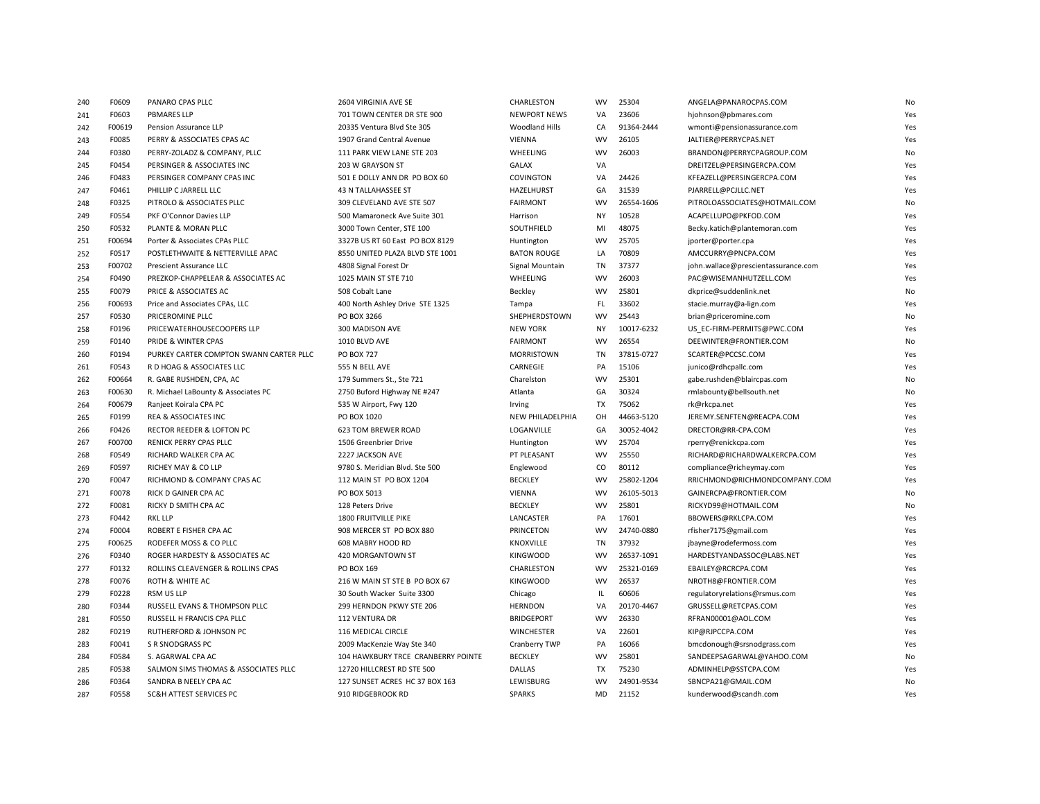| | | | | | | | | |
|---|---|---|---|---|---|---|---|---|
| 240 | F0609 | PANARO CPAS PLLC | 2604 VIRGINIA AVE SE | CHARLESTON | WV | 25304 | ANGELA@PANAROCPAS.COM | No |
| 241 | F0603 | PBMARES LLP | 701 TOWN CENTER DR STE 900 | NEWPORT NEWS | VA | 23606 | hjohnson@pbmares.com | Yes |
| 242 | F00619 | Pension Assurance LLP | 20335 Ventura Blvd Ste 305 | Woodland Hills | CA | 91364-2444 | wmonti@pensionassurance.com | Yes |
| 243 | F0085 | PERRY & ASSOCIATES CPAS AC | 1907 Grand Central Avenue | VIENNA | WV | 26105 | JALTIER@PERRYCPAS.NET | Yes |
| 244 | F0380 | PERRY-ZOLADZ & COMPANY, PLLC | 111 PARK VIEW LANE STE 203 | WHEELING | WV | 26003 | BRANDON@PERRYCPAGROUP.COM | No |
| 245 | F0454 | PERSINGER & ASSOCIATES INC | 203 W GRAYSON ST | GALAX | VA | | DREITZEL@PERSINGERCPA.COM | Yes |
| 246 | F0483 | PERSINGER COMPANY CPAS INC | 501 E DOLLY ANN DR PO BOX 60 | COVINGTON | VA | 24426 | KFEAZELL@PERSINGERCPA.COM | Yes |
| 247 | F0461 | PHILLIP C JARRELL LLC | 43 N TALLAHASSEE ST | HAZELHURST | GA | 31539 | PJARRELL@PCJLLC.NET | Yes |
| 248 | F0325 | PITROLO & ASSOCIATES PLLC | 309 CLEVELAND AVE STE 507 | FAIRMONT | WV | 26554-1606 | PITROLOASSOCIATES@HOTMAIL.COM | No |
| 249 | F0554 | PKF O'Connor Davies LLP | 500 Mamaroneck Ave Suite 301 | Harrison | NY | 10528 | ACAPELLUPO@PKFOD.COM | Yes |
| 250 | F0532 | PLANTE & MORAN PLLC | 3000 Town Center, STE 100 | SOUTHFIELD | MI | 48075 | Becky.katich@plantemoran.com | Yes |
| 251 | F00694 | Porter & Associates CPAs PLLC | 3327B US RT 60 East PO BOX 8129 | Huntington | WV | 25705 | jporter@porter.cpa | Yes |
| 252 | F0517 | POSTLETHWAITE & NETTERVILLE APAC | 8550 UNITED PLAZA BLVD STE 1001 | BATON ROUGE | LA | 70809 | AMCCURRY@PNCPA.COM | Yes |
| 253 | F00702 | Prescient Assurance LLC | 4808 Signal Forest Dr | Signal Mountain | TN | 37377 | john.wallace@prescientassurance.com | Yes |
| 254 | F0490 | PREZKOP-CHAPPELEAR & ASSOCIATES AC | 1025 MAIN ST STE 710 | WHEELING | WV | 26003 | PAC@WISEMANHUTZELL.COM | Yes |
| 255 | F0079 | PRICE & ASSOCIATES AC | 508 Cobalt Lane | Beckley | WV | 25801 | dkprice@suddenlink.net | No |
| 256 | F00693 | Price and Associates CPAs, LLC | 400 North Ashley Drive STE 1325 | Tampa | FL | 33602 | stacie.murray@a-lign.com | Yes |
| 257 | F0530 | PRICEROMINE PLLC | PO BOX 3266 | SHEPHERDSTOWN | WV | 25443 | brian@priceromine.com | No |
| 258 | F0196 | PRICEWATERHOUSECOOPERS LLP | 300 MADISON AVE | NEW YORK | NY | 10017-6232 | US_EC-FIRM-PERMITS@PWC.COM | Yes |
| 259 | F0140 | PRIDE & WINTER CPAS | 1010 BLVD AVE | FAIRMONT | WV | 26554 | DEEWINTER@FRONTIER.COM | No |
| 260 | F0194 | PURKEY CARTER COMPTON SWANN CARTER PLLC | PO BOX 727 | MORRISTOWN | TN | 37815-0727 | SCARTER@PCCSC.COM | Yes |
| 261 | F0543 | R D HOAG & ASSOCIATES LLC | 555 N BELL AVE | CARNEGIE | PA | 15106 | junico@rdhcpallc.com | Yes |
| 262 | F00664 | R. GABE RUSHDEN, CPA, AC | 179 Summers St., Ste 721 | Charelston | WV | 25301 | gabe.rushden@blaircpas.com | No |
| 263 | F00630 | R. Michael LaBounty & Associates PC | 2750 Buford Highway NE #247 | Atlanta | GA | 30324 | rmlabounty@bellsouth.net | No |
| 264 | F00679 | Ranjeet Koirala CPA PC | 535 W Airport, Fwy 120 | Irving | TX | 75062 | rk@rkcpa.net | Yes |
| 265 | F0199 | REA & ASSOCIATES INC | PO BOX 1020 | NEW PHILADELPHIA | OH | 44663-5120 | JEREMY.SENFTEN@REACPA.COM | Yes |
| 266 | F0426 | RECTOR REEDER & LOFTON PC | 623 TOM BREWER ROAD | LOGANVILLE | GA | 30052-4042 | DRECTOR@RR-CPA.COM | Yes |
| 267 | F00700 | RENICK PERRY CPAS PLLC | 1506 Greenbrier Drive | Huntington | WV | 25704 | rperry@renickcpa.com | Yes |
| 268 | F0549 | RICHARD WALKER CPA AC | 2227 JACKSON AVE | PT PLEASANT | WV | 25550 | RICHARD@RICHARDWALKERCPA.COM | Yes |
| 269 | F0597 | RICHEY MAY & CO LLP | 9780 S. Meridian Blvd. Ste 500 | Englewood | CO | 80112 | compliance@richeymay.com | Yes |
| 270 | F0047 | RICHMOND & COMPANY CPAS AC | 112 MAIN ST PO BOX 1204 | BECKLEY | WV | 25802-1204 | RRICHMOND@RICHMONDCOMPANY.COM | Yes |
| 271 | F0078 | RICK D GAINER CPA AC | PO BOX 5013 | VIENNA | WV | 26105-5013 | GAINERCPA@FRONTIER.COM | No |
| 272 | F0081 | RICKY D SMITH CPA AC | 128 Peters Drive | BECKLEY | WV | 25801 | RICKYD99@HOTMAIL.COM | No |
| 273 | F0442 | RKL LLP | 1800 FRUITVILLE PIKE | LANCASTER | PA | 17601 | BBOWERS@RKLCPA.COM | Yes |
| 274 | F0004 | ROBERT E FISHER CPA AC | 908 MERCER ST PO BOX 880 | PRINCETON | WV | 24740-0880 | rfisher7175@gmail.com | Yes |
| 275 | F00625 | RODEFER MOSS & CO PLLC | 608 MABRY HOOD RD | KNOXVILLE | TN | 37932 | jbayne@rodefermoss.com | Yes |
| 276 | F0340 | ROGER HARDESTY & ASSOCIATES AC | 420 MORGANTOWN ST | KINGWOOD | WV | 26537-1091 | HARDESTYANDASSOC@LABS.NET | Yes |
| 277 | F0132 | ROLLINS CLEAVENGER & ROLLINS CPAS | PO BOX 169 | CHARLESTON | WV | 25321-0169 | EBAILEY@RCRCPA.COM | Yes |
| 278 | F0076 | ROTH & WHITE AC | 216 W MAIN ST STE B PO BOX 67 | KINGWOOD | WV | 26537 | NROTH8@FRONTIER.COM | Yes |
| 279 | F0228 | RSM US LLP | 30 South Wacker Suite 3300 | Chicago | IL | 60606 | regulatoryrelations@rsmus.com | Yes |
| 280 | F0344 | RUSSELL EVANS & THOMPSON PLLC | 299 HERNDON PKWY STE 206 | HERNDON | VA | 20170-4467 | GRUSSELL@RETCPAS.COM | Yes |
| 281 | F0550 | RUSSELL H FRANCIS CPA PLLC | 112 VENTURA DR | BRIDGEPORT | WV | 26330 | RFRAN00001@AOL.COM | Yes |
| 282 | F0219 | RUTHERFORD & JOHNSON PC | 116 MEDICAL CIRCLE | WINCHESTER | VA | 22601 | KIP@RJPCCPA.COM | Yes |
| 283 | F0041 | S R SNODGRASS PC | 2009 MacKenzie Way Ste 340 | Cranberry TWP | PA | 16066 | bmcdonough@srsnodgrass.com | Yes |
| 284 | F0584 | S. AGARWAL CPA AC | 104 HAWKBURY TRCE CRANBERRY POINTE | BECKLEY | WV | 25801 | SANDEEPSAGARWAL@YAHOO.COM | No |
| 285 | F0538 | SALMON SIMS THOMAS & ASSOCIATES PLLC | 12720 HILLCREST RD STE 500 | DALLAS | TX | 75230 | ADMINHELP@SSTCPA.COM | Yes |
| 286 | F0364 | SANDRA B NEELY CPA AC | 127 SUNSET ACRES HC 37 BOX 163 | LEWISBURG | WV | 24901-9534 | SBNCPA21@GMAIL.COM | No |
| 287 | F0558 | SC&H ATTEST SERVICES PC | 910 RIDGEBROOK RD | SPARKS | MD | 21152 | kunderwood@scandh.com | Yes |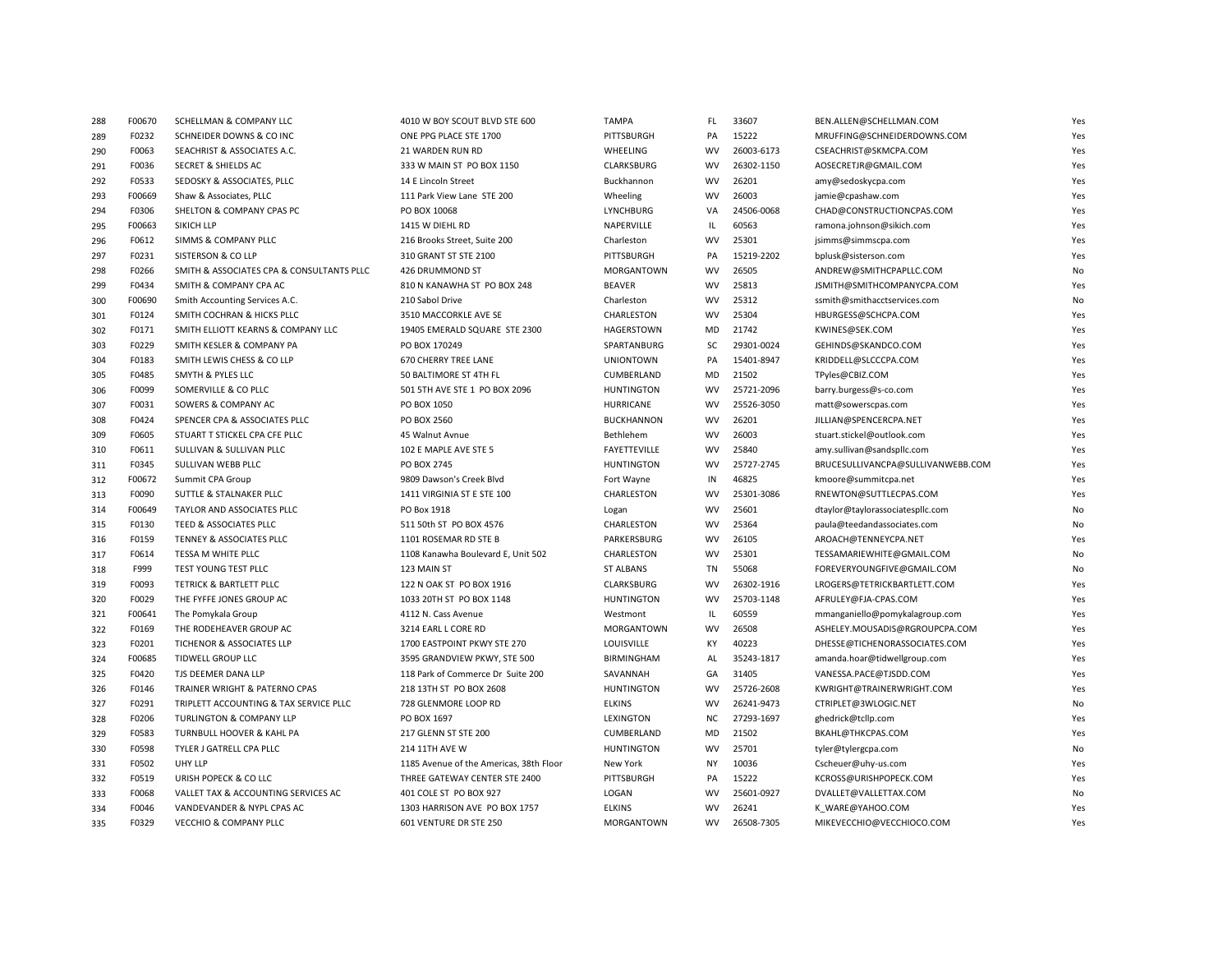| | | | | | | | | |
|---|---|---|---|---|---|---|---|---|
| 288 | F00670 | SCHELLMAN & COMPANY LLC | 4010 W BOY SCOUT BLVD STE 600 | TAMPA | FL | 33607 | BEN.ALLEN@SCHELLMAN.COM | Yes |
| 289 | F0232 | SCHNEIDER DOWNS & CO INC | ONE PPG PLACE STE 1700 | PITTSBURGH | PA | 15222 | MRUFFING@SCHNEIDERDOWNS.COM | Yes |
| 290 | F0063 | SEACHRIST & ASSOCIATES A.C. | 21 WARDEN RUN RD | WHEELING | WV | 26003-6173 | CSEACHRIST@SKMCPA.COM | Yes |
| 291 | F0036 | SECRET & SHIELDS AC | 333 W MAIN ST PO BOX 1150 | CLARKSBURG | WV | 26302-1150 | AOSECRETJR@GMAIL.COM | Yes |
| 292 | F0533 | SEDOSKY & ASSOCIATES, PLLC | 14 E Lincoln Street | Buckhannon | WV | 26201 | amy@sedoskycpa.com | Yes |
| 293 | F00669 | Shaw & Associates, PLLC | 111 Park View Lane STE 200 | Wheeling | WV | 26003 | jamie@cpashaw.com | Yes |
| 294 | F0306 | SHELTON & COMPANY CPAS PC | PO BOX 10068 | LYNCHBURG | VA | 24506-0068 | CHAD@CONSTRUCTIONCPAS.COM | Yes |
| 295 | F00663 | SIKICH LLP | 1415 W DIEHL RD | NAPERVILLE | IL | 60563 | ramona.johnson@sikich.com | Yes |
| 296 | F0612 | SIMMS & COMPANY PLLC | 216 Brooks Street, Suite 200 | Charleston | WV | 25301 | jsimms@simmscpa.com | Yes |
| 297 | F0231 | SISTERSON & CO LLP | 310 GRANT ST STE 2100 | PITTSBURGH | PA | 15219-2202 | bplusk@sisterson.com | Yes |
| 298 | F0266 | SMITH & ASSOCIATES CPA & CONSULTANTS PLLC | 426 DRUMMOND ST | MORGANTOWN | WV | 26505 | ANDREW@SMITHCPAPLLC.COM | No |
| 299 | F0434 | SMITH & COMPANY CPA AC | 810 N KANAWHA ST PO BOX 248 | BEAVER | WV | 25813 | JSMITH@SMITHCOMPANYCPA.COM | Yes |
| 300 | F00690 | Smith Accounting Services A.C. | 210 Sabol Drive | Charleston | WV | 25312 | ssmith@smithacctservices.com | No |
| 301 | F0124 | SMITH COCHRAN & HICKS PLLC | 3510 MACCORKLE AVE SE | CHARLESTON | WV | 25304 | HBURGESS@SCHCPA.COM | Yes |
| 302 | F0171 | SMITH ELLIOTT KEARNS & COMPANY LLC | 19405 EMERALD SQUARE STE 2300 | HAGERSTOWN | MD | 21742 | KWINES@SEK.COM | Yes |
| 303 | F0229 | SMITH KESLER & COMPANY PA | PO BOX 170249 | SPARTANBURG | SC | 29301-0024 | GEHINDS@SKANDCO.COM | Yes |
| 304 | F0183 | SMITH LEWIS CHESS & CO LLP | 670 CHERRY TREE LANE | UNIONTOWN | PA | 15401-8947 | KRIDDELL@SLCCCPA.COM | Yes |
| 305 | F0485 | SMYTH & PYLES LLC | 50 BALTIMORE ST 4TH FL | CUMBERLAND | MD | 21502 | TPyles@CBIZ.COM | Yes |
| 306 | F0099 | SOMERVILLE & CO PLLC | 501 5TH AVE STE 1 PO BOX 2096 | HUNTINGTON | WV | 25721-2096 | barry.burgess@s-co.com | Yes |
| 307 | F0031 | SOWERS & COMPANY AC | PO BOX 1050 | HURRICANE | WV | 25526-3050 | matt@sowerscpas.com | Yes |
| 308 | F0424 | SPENCER CPA & ASSOCIATES PLLC | PO BOX 2560 | BUCKHANNON | WV | 26201 | JILLIAN@SPENCERCPA.NET | Yes |
| 309 | F0605 | STUART T STICKEL CPA CFE PLLC | 45 Walnut Avnue | Bethlehem | WV | 26003 | stuart.stickel@outlook.com | Yes |
| 310 | F0611 | SULLIVAN & SULLIVAN PLLC | 102 E MAPLE AVE STE 5 | FAYETTEVILLE | WV | 25840 | amy.sullivan@sandspllc.com | Yes |
| 311 | F0345 | SULLIVAN WEBB PLLC | PO BOX 2745 | HUNTINGTON | WV | 25727-2745 | BRUCESULLIVANCPA@SULLIVANWEBB.COM | Yes |
| 312 | F00672 | Summit CPA Group | 9809 Dawson's Creek Blvd | Fort Wayne | IN | 46825 | kmoore@summitcpa.net | Yes |
| 313 | F0090 | SUTTLE & STALNAKER PLLC | 1411 VIRGINIA ST E STE 100 | CHARLESTON | WV | 25301-3086 | RNEWTON@SUTTLECPAS.COM | Yes |
| 314 | F00649 | TAYLOR AND ASSOCIATES PLLC | PO Box 1918 | Logan | WV | 25601 | dtaylor@taylorassociatespllc.com | No |
| 315 | F0130 | TEED & ASSOCIATES PLLC | 511 50th ST PO BOX 4576 | CHARLESTON | WV | 25364 | paula@teedandassociates.com | No |
| 316 | F0159 | TENNEY & ASSOCIATES PLLC | 1101 ROSEMAR RD STE B | PARKERSBURG | WV | 26105 | AROACH@TENNEYCPA.NET | Yes |
| 317 | F0614 | TESSA M WHITE PLLC | 1108 Kanawha Boulevard E, Unit 502 | CHARLESTON | WV | 25301 | TESSAMARIEWHITE@GMAIL.COM | No |
| 318 | F999 | TEST YOUNG TEST PLLC | 123 MAIN ST | ST ALBANS | TN | 55068 | FOREVERYOUNGFIVE@GMAIL.COM | No |
| 319 | F0093 | TETRICK & BARTLETT PLLC | 122 N OAK ST PO BOX 1916 | CLARKSBURG | WV | 26302-1916 | LROGERS@TETRICKBARTLETT.COM | Yes |
| 320 | F0029 | THE FYFFE JONES GROUP AC | 1033 20TH ST PO BOX 1148 | HUNTINGTON | WV | 25703-1148 | AFRULEY@FJA-CPAS.COM | Yes |
| 321 | F00641 | The Pomykala Group | 4112 N. Cass Avenue | Westmont | IL | 60559 | mmanganiello@pomykalagroup.com | Yes |
| 322 | F0169 | THE RODEHEAVER GROUP AC | 3214 EARL L CORE RD | MORGANTOWN | WV | 26508 | ASHELEY.MOUSADIS@RGROUPCPA.COM | Yes |
| 323 | F0201 | TICHENOR & ASSOCIATES LLP | 1700 EASTPOINT PKWY STE 270 | LOUISVILLE | KY | 40223 | DHESSE@TICHENORASSOCIATES.COM | Yes |
| 324 | F00685 | TIDWELL GROUP LLC | 3595 GRANDVIEW PKWY, STE 500 | BIRMINGHAM | AL | 35243-1817 | amanda.hoar@tidwellgroup.com | Yes |
| 325 | F0420 | TJS DEEMER DANA LLP | 118 Park of Commerce Dr Suite 200 | SAVANNAH | GA | 31405 | VANESSA.PACE@TJSDD.COM | Yes |
| 326 | F0146 | TRAINER WRIGHT & PATERNO CPAS | 218 13TH ST PO BOX 2608 | HUNTINGTON | WV | 25726-2608 | KWRIGHT@TRAINERWRIGHT.COM | Yes |
| 327 | F0291 | TRIPLETT ACCOUNTING & TAX SERVICE PLLC | 728 GLENMORE LOOP RD | ELKINS | WV | 26241-9473 | CTRIPLET@3WLOGIC.NET | No |
| 328 | F0206 | TURLINGTON & COMPANY LLP | PO BOX 1697 | LEXINGTON | NC | 27293-1697 | ghedrick@tcllp.com | Yes |
| 329 | F0583 | TURNBULL HOOVER & KAHL PA | 217 GLENN ST STE 200 | CUMBERLAND | MD | 21502 | BKAHL@THKCPAS.COM | Yes |
| 330 | F0598 | TYLER J GATRELL CPA PLLC | 214 11TH AVE W | HUNTINGTON | WV | 25701 | tyler@tylergcpa.com | No |
| 331 | F0502 | UHY LLP | 1185 Avenue of the Americas, 38th Floor | New York | NY | 10036 | Cscheuer@uhy-us.com | Yes |
| 332 | F0519 | URISH POPECK & CO LLC | THREE GATEWAY CENTER STE 2400 | PITTSBURGH | PA | 15222 | KCROSS@URISHPOPECK.COM | Yes |
| 333 | F0068 | VALLET TAX & ACCOUNTING SERVICES AC | 401 COLE ST PO BOX 927 | LOGAN | WV | 25601-0927 | DVALLET@VALLETTAX.COM | No |
| 334 | F0046 | VANDEVANDER & NYPL CPAS AC | 1303 HARRISON AVE PO BOX 1757 | ELKINS | WV | 26241 | K_WARE@YAHOO.COM | Yes |
| 335 | F0329 | VECCHIO & COMPANY PLLC | 601 VENTURE DR STE 250 | MORGANTOWN | WV | 26508-7305 | MIKEVECCHIO@VECCHIOCO.COM | Yes |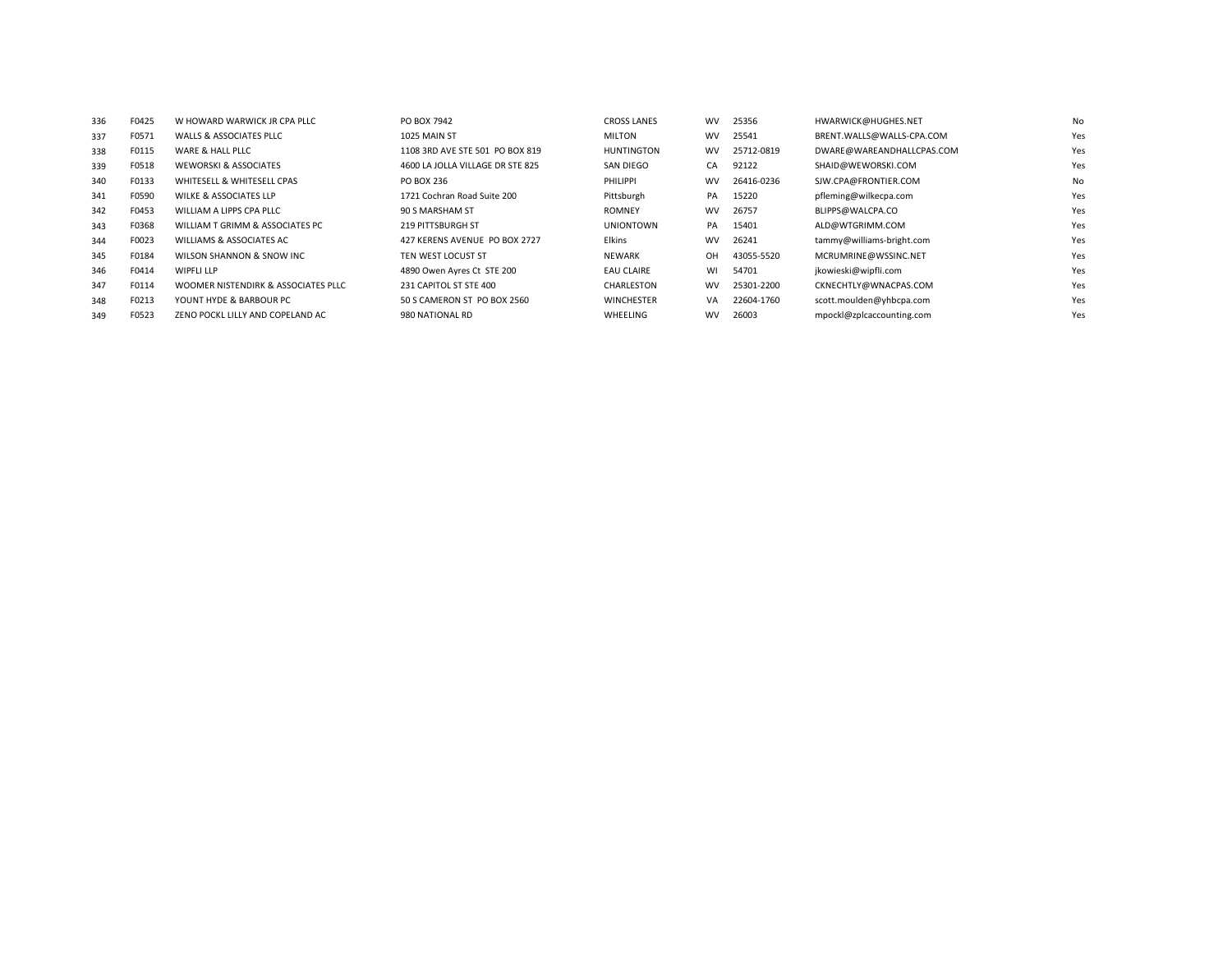| | | | | | | | | |
|---|---|---|---|---|---|---|---|---|
| 336 | F0425 | W HOWARD WARWICK JR CPA PLLC | PO BOX 7942 | CROSS LANES | WV | 25356 | HWARWICK@HUGHES.NET | No |
| 337 | F0571 | WALLS & ASSOCIATES PLLC | 1025 MAIN ST | MILTON | WV | 25541 | BRENT.WALLS@WALLS-CPA.COM | Yes |
| 338 | F0115 | WARE & HALL PLLC | 1108 3RD AVE STE 501 PO BOX 819 | HUNTINGTON | WV | 25712-0819 | DWARE@WAREANDHALLCPAS.COM | Yes |
| 339 | F0518 | WEWORSKI & ASSOCIATES | 4600 LA JOLLA VILLAGE DR STE 825 | SAN DIEGO | CA | 92122 | SHAID@WEWORSKI.COM | Yes |
| 340 | F0133 | WHITESELL & WHITESELL CPAS | PO BOX 236 | PHILIPPI | WV | 26416-0236 | SJW.CPA@FRONTIER.COM | No |
| 341 | F0590 | WILKE & ASSOCIATES LLP | 1721 Cochran Road Suite 200 | Pittsburgh | PA | 15220 | pfleming@wilkecpa.com | Yes |
| 342 | F0453 | WILLIAM A LIPPS CPA PLLC | 90 S MARSHAM ST | ROMNEY | WV | 26757 | BLIPPS@WALCPA.CO | Yes |
| 343 | F0368 | WILLIAM T GRIMM & ASSOCIATES PC | 219 PITTSBURGH ST | UNIONTOWN | PA | 15401 | ALD@WTGRIMM.COM | Yes |
| 344 | F0023 | WILLIAMS & ASSOCIATES AC | 427 KERENS AVENUE PO BOX 2727 | Elkins | WV | 26241 | tammy@williams-bright.com | Yes |
| 345 | F0184 | WILSON SHANNON & SNOW INC | TEN WEST LOCUST ST | NEWARK | OH | 43055-5520 | MCRUMRINE@WSSINC.NET | Yes |
| 346 | F0414 | WIPFLI LLP | 4890 Owen Ayres Ct STE 200 | EAU CLAIRE | WI | 54701 | jkowieski@wipfli.com | Yes |
| 347 | F0114 | WOOMER NISTENDIRK & ASSOCIATES PLLC | 231 CAPITOL ST STE 400 | CHARLESTON | WV | 25301-2200 | CKNECHTLY@WNACPAS.COM | Yes |
| 348 | F0213 | YOUNT HYDE & BARBOUR PC | 50 S CAMERON ST PO BOX 2560 | WINCHESTER | VA | 22604-1760 | scott.moulden@yhbcpa.com | Yes |
| 349 | F0523 | ZENO POCKL LILLY AND COPELAND AC | 980 NATIONAL RD | WHEELING | WV | 26003 | mpockl@zplcaccounting.com | Yes |